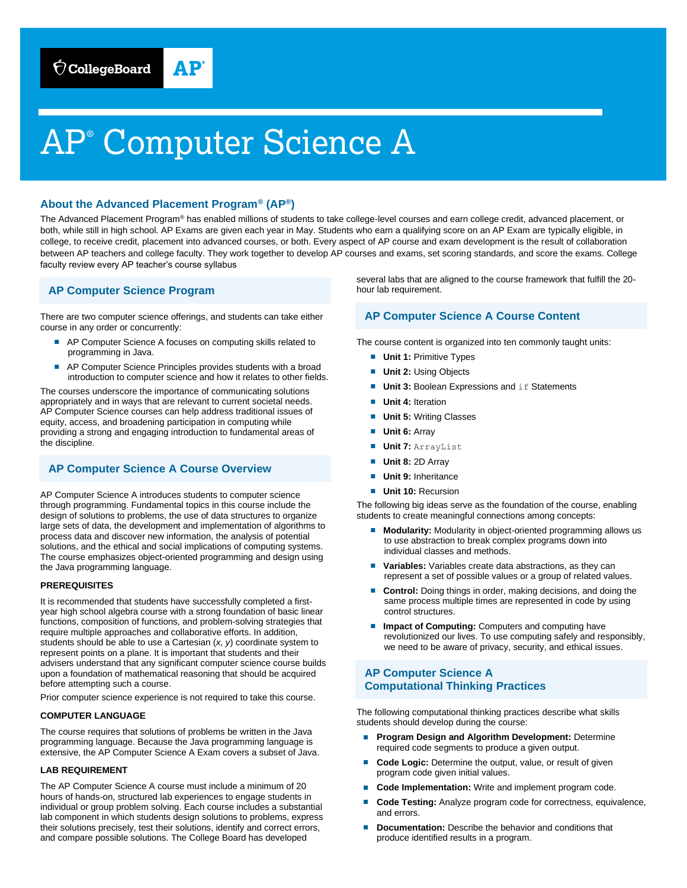# AP® Computer Science A

## About the Advanced Placement Program® (AP®)

The Advanced Placement Program® has enabled millions of students to take college-level courses and earn college credit, advanced placement, or both, while still in high school. AP Exams are given each year in May. Students who earn a qualifying score on an AP Exam are typically eligible, in college, to receive credit, placement into advanced courses, or both. Every aspect of AP course and exam development is the result of collaboration between AP teachers and college faculty. They work together to develop AP courses and exams, set scoring standards, and score the exams. College faculty review every AP teacher's course syllabus

## AP Computer Science Program

There are two computer science offerings, and students can take either course in any order or concurrently:

- AP Computer Science A focuses on computing skills related to programming in Java.
- AP Computer Science Principles provides students with a broad introduction to computer science and how it relates to other fields.

The courses underscore the importance of communicating solutions appropriately and in ways that are relevant to current societal needs. AP Computer Science courses can help address traditional issues of equity, access, and broadening participation in computing while providing a strong and engaging introduction to fundamental areas of the discipline.

## AP Computer Science A Course Overview

AP Computer Science A introduces students to computer science through programming. Fundamental topics in this course include the design of solutions to problems, the use of data structures to organize large sets of data, the development and implementation of algorithms to process data and discover new information, the analysis of potential solutions, and the ethical and social implications of computing systems. The course emphasizes object-oriented programming and design using the Java programming language.

### PREREQUISITES

It is recommended that students have successfully completed a first-year high school algebra course with a strong foundation of basic linear functions, composition of functions, and problem-solving strategies that require multiple approaches and collaborative efforts. In addition, students should be able to use a Cartesian ($x$, $y$) coordinate system to represent points on a plane. It is important that students and their advisers understand that any significant computer science course builds upon a foundation of mathematical reasoning that should be acquired before attempting such a course.

Prior computer science experience is not required to take this course.

### COMPUTER LANGUAGE

The course requires that solutions of problems be written in the Java programming language. Because the Java programming language is extensive, the AP Computer Science A Exam covers a subset of Java.

### LAB REQUIREMENT

The AP Computer Science A course must include a minimum of 20 hours of hands-on, structured lab experiences to engage students in individual or group problem solving. Each course includes a substantial lab component in which students design solutions to problems, express their solutions precisely, test their solutions, identify and correct errors, and compare possible solutions. The College Board has developed several labs that are aligned to the course framework that fulfill the 20-hour lab requirement.

## AP Computer Science A Course Content

The course content is organized into ten commonly taught units:

- **Unit 1:** Primitive Types
- **Unit 2:** Using Objects
- **Unit 3:** Boolean Expressions and `if` Statements
- **Unit 4:** Iteration
- **Unit 5:** Writing Classes
- **Unit 6:** Array
- **Unit 7:** `ArrayList`
- **Unit 8:** 2D Array
- **Unit 9:** Inheritance
- **Unit 10:** Recursion

The following big ideas serve as the foundation of the course, enabling students to create meaningful connections among concepts:

- **Modularity:** Modularity in object-oriented programming allows us to use abstraction to break complex programs down into individual classes and methods.
- **Variables:** Variables create data abstractions, as they can represent a set of possible values or a group of related values.
- **Control:** Doing things in order, making decisions, and doing the same process multiple times are represented in code by using control structures.
- **Impact of Computing:** Computers and computing have revolutionized our lives. To use computing safely and responsibly, we need to be aware of privacy, security, and ethical issues.

## AP Computer Science A Computational Thinking Practices

The following computational thinking practices describe what skills students should develop during the course:

- **Program Design and Algorithm Development:** Determine required code segments to produce a given output.
- **Code Logic:** Determine the output, value, or result of given program code given initial values.
- **Code Implementation:** Write and implement program code.
- **Code Testing:** Analyze program code for correctness, equivalence, and errors.
- **Documentation:** Describe the behavior and conditions that produce identified results in a program.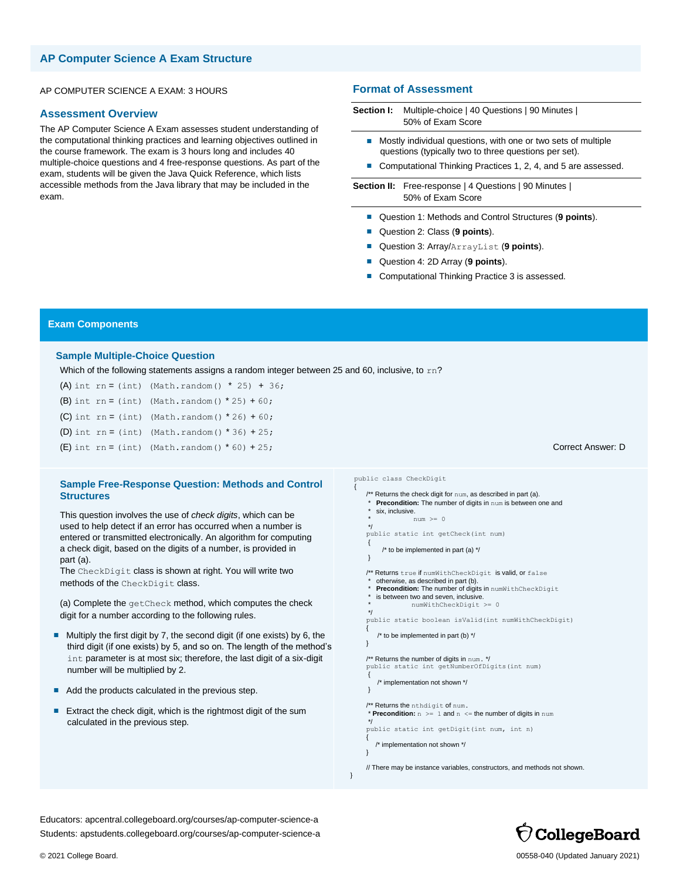## AP Computer Science A Exam Structure

AP COMPUTER SCIENCE A EXAM: 3 HOURS

### Assessment Overview

The AP Computer Science A Exam assesses student understanding of the computational thinking practices and learning objectives outlined in the course framework. The exam is 3 hours long and includes 40 multiple-choice questions and 4 free-response questions. As part of the exam, students will be given the Java Quick Reference, which lists accessible methods from the Java library that may be included in the exam.

### Format of Assessment

**Section I:** Multiple-choice | 40 Questions | 90 Minutes | 50% of Exam Score

- Mostly individual questions, with one or two sets of multiple questions (typically two to three questions per set).
- Computational Thinking Practices 1, 2, 4, and 5 are assessed.

**Section II:** Free-response | 4 Questions | 90 Minutes | 50% of Exam Score

- Question 1: Methods and Control Structures (**9 points**).
- Question 2: Class (**9 points**).
- Question 3: Array/`ArrayList` (**9 points**).
- Question 4: 2D Array (**9 points**).
- Computational Thinking Practice 3 is assessed.

## Exam Components

### Sample Multiple-Choice Question

Which of the following statements assigns a random integer between 25 and 60, inclusive, to `rn`?

(A) `int rn = (int) (Math.random() * 25) + 36;`

(B) `int rn = (int) (Math.random() * 25) + 60;`

(C) `int rn = (int) (Math.random() * 26) + 60;`

(D) `int rn = (int) (Math.random() * 36) + 25;`

(E) `int rn = (int) (Math.random() * 60) + 25;`

Correct Answer: D

### Sample Free-Response Question: Methods and Control Structures

This question involves the use of *check digits*, which can be used to help detect if an error has occurred when a number is entered or transmitted electronically. An algorithm for computing a check digit, based on the digits of a number, is provided in part (a).

The `CheckDigit` class is shown at right. You will write two methods of the `CheckDigit` class.

(a) Complete the `getCheck` method, which computes the check digit for a number according to the following rules.

- Multiply the first digit by 7, the second digit (if one exists) by 6, the third digit (if one exists) by 5, and so on. The length of the method's `int` parameter is at most six; therefore, the last digit of a six-digit number will be multiplied by 2.
- Add the products calculated in the previous step.
- Extract the check digit, which is the rightmost digit of the sum calculated in the previous step.

```
public class CheckDigit
{
    /** Returns the check digit for num, as described in part (a).
     *  Precondition: The number of digits in num is between one and
     *  six, inclusive.
     *            num >= 0
     */
    public static int getCheck(int num)
    {
        /* to be implemented in part (a) */
    }

    /** Returns true if numWithCheckDigit is valid, or false
     *  otherwise, as described in part (b).
     *  Precondition: The number of digits in numWithCheckDigit
     *  is between two and seven, inclusive.
     *            numWithCheckDigit >= 0
     */
    public static boolean isValid(int numWithCheckDigit)
    {
        /* to be implemented in part (b) */
    }

    /** Returns the number of digits in num. */
    public static int getNumberOfDigits(int num)
    {
        /* implementation not shown */
    }

    /** Returns the nthdigit of num.
     *  Precondition: n >= 1 and n <= the number of digits in num
     */
    public static int getDigit(int num, int n)
    {
        /* implementation not shown */
    }

    // There may be instance variables, constructors, and methods not shown.
}
```

Educators: apcentral.collegeboard.org/courses/ap-computer-science-a
Students: apstudents.collegeboard.org/courses/ap-computer-science-a

© 2021 College Board.

00558-040 (Updated January 2021)